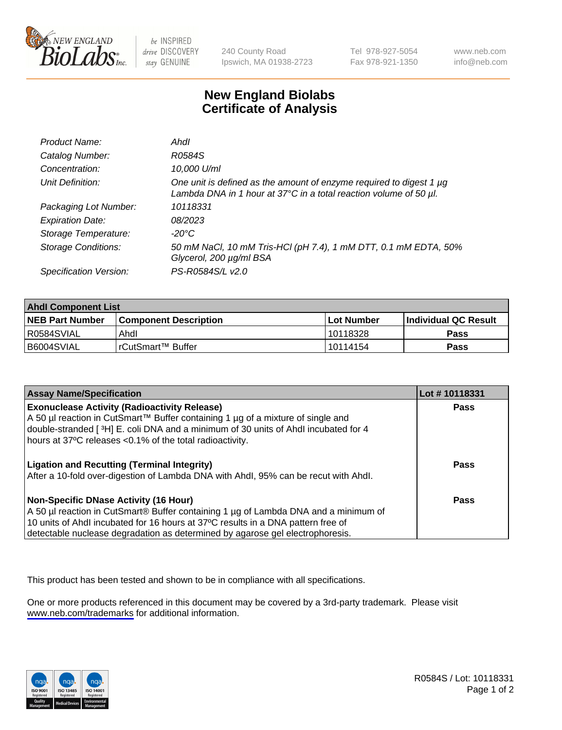# New England Biolabs
# Certificate of Analysis

| | |
|---|---|
| *Product Name:* | *AhdI* |
| *Catalog Number:* | *R0584S* |
| *Concentration:* | *10,000 U/ml* |
| *Unit Definition:* | *One unit is defined as the amount of enzyme required to digest 1 µg Lambda DNA in 1 hour at 37°C in a total reaction volume of 50 µl.* |
| *Packaging Lot Number:* | *10118331* |
| *Expiration Date:* | *08/2023* |
| *Storage Temperature:* | *-20°C* |
| *Storage Conditions:* | *50 mM NaCl, 10 mM Tris-HCl (pH 7.4), 1 mM DTT, 0.1 mM EDTA, 50% Glycerol, 200 µg/ml BSA* |
| *Specification Version:* | *PS-R0584S/L v2.0* |

| AhdI Component List | | | |
|---|---|---|---|
| **NEB Part Number** | **Component Description** | **Lot Number** | **Individual QC Result** |
| R0584SVIAL | AhdI | 10118328 | **Pass** |
| B6004SVIAL | rCutSmart™ Buffer | 10114154 | **Pass** |

| Assay Name/Specification | Lot # 10118331 |
|---|---|
| **Exonuclease Activity (Radioactivity Release)**<br>A 50 µl reaction in CutSmart™ Buffer containing 1 µg of a mixture of single and double-stranded [ $^3$H] E. coli DNA and a minimum of 30 units of AhdI incubated for 4 hours at 37ºC releases <0.1% of the total radioactivity. | **Pass** |
| **Ligation and Recutting (Terminal Integrity)**<br>After a 10-fold over-digestion of Lambda DNA with AhdI, 95% can be recut with AhdI. | **Pass** |
| **Non-Specific DNase Activity (16 Hour)**<br>A 50 µl reaction in CutSmart® Buffer containing 1 µg of Lambda DNA and a minimum of 10 units of AhdI incubated for 16 hours at 37ºC results in a DNA pattern free of detectable nuclease degradation as determined by agarose gel electrophoresis. | **Pass** |

This product has been tested and shown to be in compliance with all specifications.

One or more products referenced in this document may be covered by a 3rd-party trademark. Please visit www.neb.com/trademarks for additional information.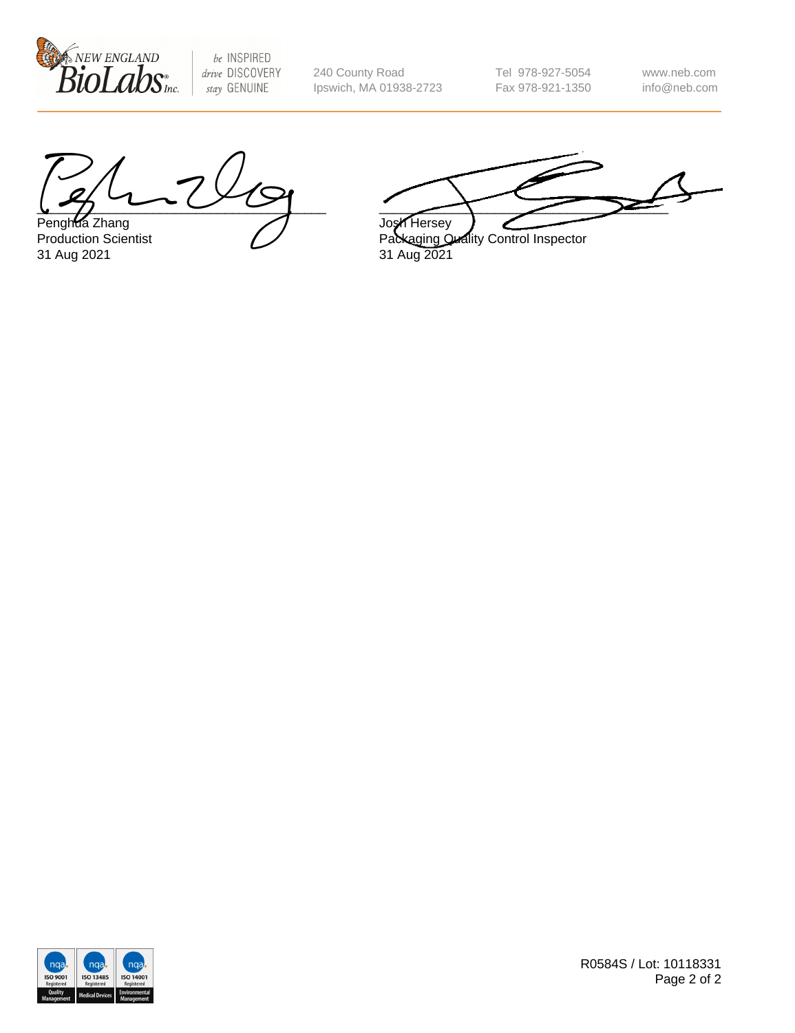240 County Road
Ipswich, MA 01938-2723

Tel 978-927-5054
Fax 978-921-1350

www.neb.com
info@neb.com

Penghua Zhang
Production Scientist
31 Aug 2021

Josh Hersey
Packaging Quality Control Inspector
31 Aug 2021

R0584S / Lot: 10118331